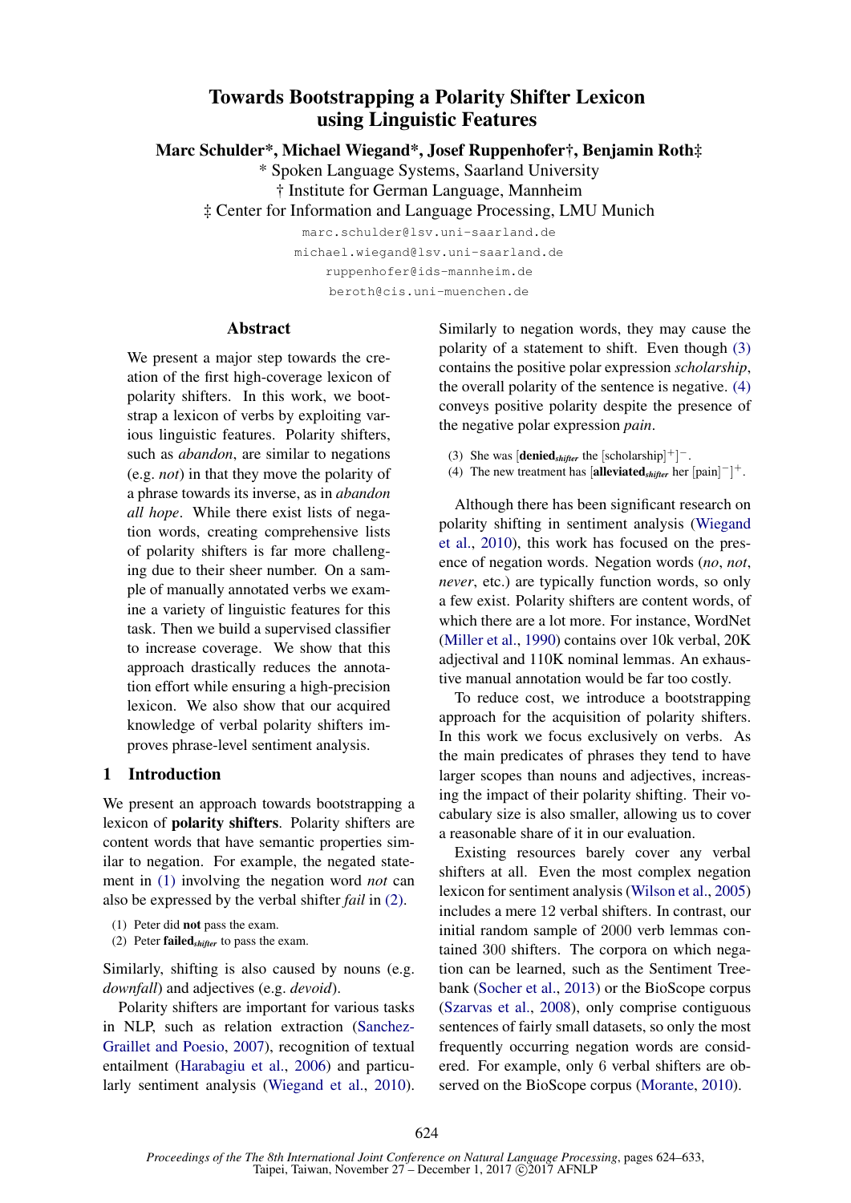# Towards Bootstrapping a Polarity Shifter Lexicon using Linguistic Features

**Marc Schulder\*, Michael Wiegand\*, Josef Ruppenhofer†, Benjamin Roth‡**

\* Spoken Language Systems, Saarland University
† Institute for German Language, Mannheim
‡ Center for Information and Language Processing, LMU Munich

marc.schulder@lsv.uni-saarland.de
michael.wiegand@lsv.uni-saarland.de
ruppenhofer@ids-mannheim.de
beroth@cis.uni-muenchen.de

## Abstract

We present a major step towards the creation of the first high-coverage lexicon of polarity shifters. In this work, we bootstrap a lexicon of verbs by exploiting various linguistic features. Polarity shifters, such as *abandon*, are similar to negations (e.g. *not*) in that they move the polarity of a phrase towards its inverse, as in *abandon all hope*. While there exist lists of negation words, creating comprehensive lists of polarity shifters is far more challenging due to their sheer number. On a sample of manually annotated verbs we examine a variety of linguistic features for this task. Then we build a supervised classifier to increase coverage. We show that this approach drastically reduces the annotation effort while ensuring a high-precision lexicon. We also show that our acquired knowledge of verbal polarity shifters improves phrase-level sentiment analysis.

## 1 Introduction

We present an approach towards bootstrapping a lexicon of **polarity shifters**. Polarity shifters are content words that have semantic properties similar to negation. For example, the negated statement in (1) involving the negation word *not* can also be expressed by the verbal shifter *fail* in (2).

(1) Peter did **not** pass the exam.
(2) Peter **failed**$_{shifter}$ to pass the exam.

Similarly, shifting is also caused by nouns (e.g. *downfall*) and adjectives (e.g. *devoid*).

Polarity shifters are important for various tasks in NLP, such as relation extraction (Sanchez-Graillet and Poesio, 2007), recognition of textual entailment (Harabagiu et al., 2006) and particularly sentiment analysis (Wiegand et al., 2010). Similarly to negation words, they may cause the polarity of a statement to shift. Even though (3) contains the positive polar expression *scholarship*, the overall polarity of the sentence is negative. (4) conveys positive polarity despite the presence of the negative polar expression *pain*.

(3) She was [**denied**$_{shifter}$ the [scholarship]$^{+}$]$^{-}$.
(4) The new treatment has [**alleviated**$_{shifter}$ her [pain]$^{-}$]$^{+}$.

Although there has been significant research on polarity shifting in sentiment analysis (Wiegand et al., 2010), this work has focused on the presence of negation words. Negation words (*no*, *not*, *never*, etc.) are typically function words, so only a few exist. Polarity shifters are content words, of which there are a lot more. For instance, WordNet (Miller et al., 1990) contains over 10k verbal, 20K adjectival and 110K nominal lemmas. An exhaustive manual annotation would be far too costly.

To reduce cost, we introduce a bootstrapping approach for the acquisition of polarity shifters. In this work we focus exclusively on verbs. As the main predicates of phrases they tend to have larger scopes than nouns and adjectives, increasing the impact of their polarity shifting. Their vocabulary size is also smaller, allowing us to cover a reasonable share of it in our evaluation.

Existing resources barely cover any verbal shifters at all. Even the most complex negation lexicon for sentiment analysis (Wilson et al., 2005) includes a mere 12 verbal shifters. In contrast, our initial random sample of 2000 verb lemmas contained 300 shifters. The corpora on which negation can be learned, such as the Sentiment Treebank (Socher et al., 2013) or the BioScope corpus (Szarvas et al., 2008), only comprise contiguous sentences of fairly small datasets, so only the most frequently occurring negation words are considered. For example, only 6 verbal shifters are observed on the BioScope corpus (Morante, 2010).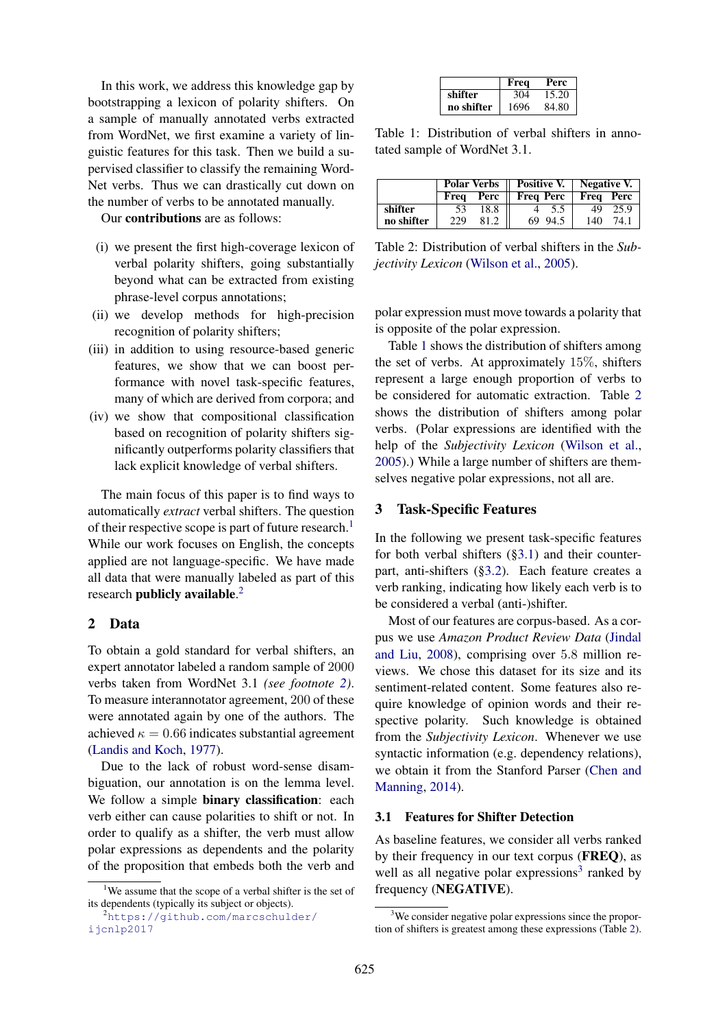In this work, we address this knowledge gap by bootstrapping a lexicon of polarity shifters. On a sample of manually annotated verbs extracted from WordNet, we first examine a variety of linguistic features for this task. Then we build a supervised classifier to classify the remaining WordNet verbs. Thus we can drastically cut down on the number of verbs to be annotated manually.

Our **contributions** are as follows:

- (i) we present the first high-coverage lexicon of verbal polarity shifters, going substantially beyond what can be extracted from existing phrase-level corpus annotations;
- (ii) we develop methods for high-precision recognition of polarity shifters;
- (iii) in addition to using resource-based generic features, we show that we can boost performance with novel task-specific features, many of which are derived from corpora; and
- (iv) we show that compositional classification based on recognition of polarity shifters significantly outperforms polarity classifiers that lack explicit knowledge of verbal shifters.

The main focus of this paper is to find ways to automatically *extract* verbal shifters. The question of their respective scope is part of future research.[1] While our work focuses on English, the concepts applied are not language-specific. We have made all data that were manually labeled as part of this research **publicly available**.[2]

## 2 Data

To obtain a gold standard for verbal shifters, an expert annotator labeled a random sample of 2000 verbs taken from WordNet 3.1 *(see footnote 2)*. To measure interannotator agreement, 200 of these were annotated again by one of the authors. The achieved $\kappa = 0.66$ indicates substantial agreement (Landis and Koch, 1977).

Due to the lack of robust word-sense disambiguation, our annotation is on the lemma level. We follow a simple **binary classification**: each verb either can cause polarities to shift or not. In order to qualify as a shifter, the verb must allow polar expressions as dependents and the polarity of the proposition that embeds both the verb and polar expression must move towards a polarity that is opposite of the polar expression.

| | Freq | Perc |
|---|---|---|
| **shifter** | 304 | 15.20 |
| **no shifter** | 1696 | 84.80 |

Table 1: Distribution of verbal shifters in annotated sample of WordNet 3.1.

| | Polar Verbs | | Positive V. | | Negative V. | |
|---|---|---|---|---|---|---|
| | Freq | Perc | Freq | Perc | Freq | Perc |
| **shifter** | 53 | 18.8 | 4 | 5.5 | 49 | 25.9 |
| **no shifter** | 229 | 81.2 | 69 | 94.5 | 140 | 74.1 |

Table 2: Distribution of verbal shifters in the *Subjectivity Lexicon* (Wilson et al., 2005).

Table 1 shows the distribution of shifters among the set of verbs. At approximately 15%, shifters represent a large enough proportion of verbs to be considered for automatic extraction. Table 2 shows the distribution of shifters among polar verbs. (Polar expressions are identified with the help of the *Subjectivity Lexicon* (Wilson et al., 2005).) While a large number of shifters are themselves negative polar expressions, not all are.

## 3 Task-Specific Features

In the following we present task-specific features for both verbal shifters (§3.1) and their counterpart, anti-shifters (§3.2). Each feature creates a verb ranking, indicating how likely each verb is to be considered a verbal (anti-)shifter.

Most of our features are corpus-based. As a corpus we use *Amazon Product Review Data* (Jindal and Liu, 2008), comprising over 5.8 million reviews. We chose this dataset for its size and its sentiment-related content. Some features also require knowledge of opinion words and their respective polarity. Such knowledge is obtained from the *Subjectivity Lexicon*. Whenever we use syntactic information (e.g. dependency relations), we obtain it from the Stanford Parser (Chen and Manning, 2014).

### 3.1 Features for Shifter Detection

As baseline features, we consider all verbs ranked by their frequency in our text corpus (**FREQ**), as well as all negative polar expressions[3] ranked by frequency (**NEGATIVE**).

[1] We assume that the scope of a verbal shifter is the set of its dependents (typically its subject or objects).

[2] https://github.com/marcschulder/ijcnlp2017

[3] We consider negative polar expressions since the proportion of shifters is greatest among these expressions (Table 2).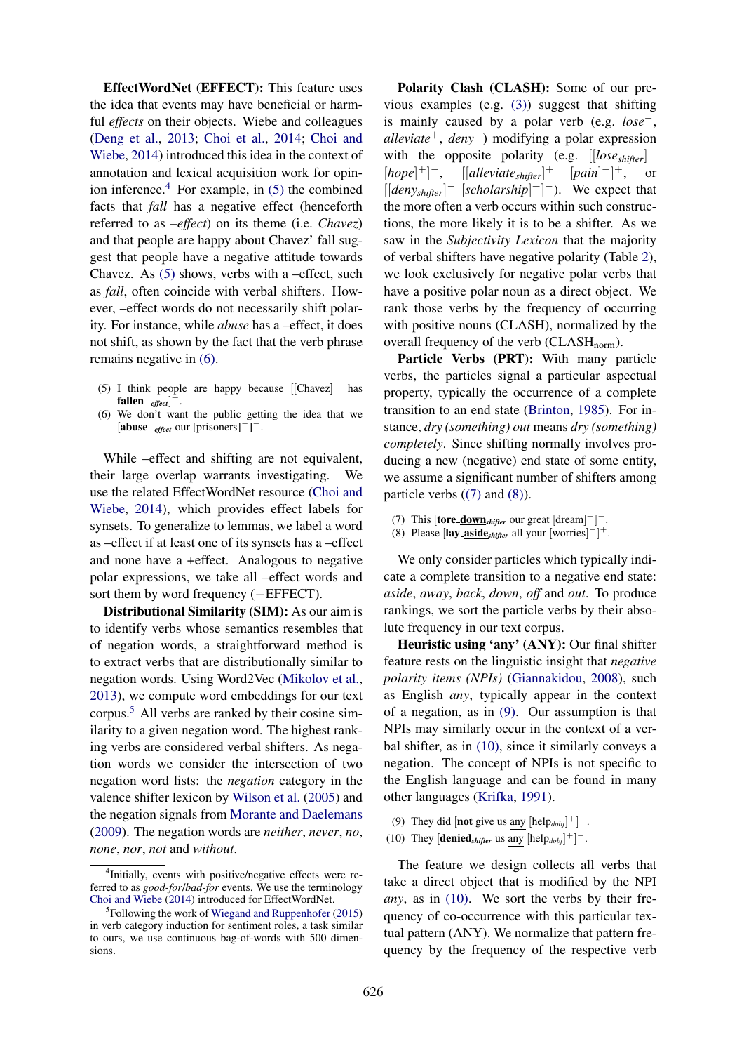**EffectWordNet (EFFECT):** This feature uses the idea that events may have beneficial or harmful *effects* on their objects. Wiebe and colleagues (Deng et al., 2013; Choi et al., 2014; Choi and Wiebe, 2014) introduced this idea in the context of annotation and lexical acquisition work for opinion inference.[4] For example, in (5) the combined facts that *fall* has a negative effect (henceforth referred to as *–effect*) on its theme (i.e. *Chavez*) and that people are happy about Chavez' fall suggest that people have a negative attitude towards Chavez. As (5) shows, verbs with a –effect, such as *fall*, often coincide with verbal shifters. However, –effect words do not necessarily shift polarity. For instance, while *abuse* has a –effect, it does not shift, as shown by the fact that the verb phrase remains negative in (6).

(5) I think people are happy because [[Chavez]$^-$ has **fallen**$_{-effect}$]$^+$.
(6) We don't want the public getting the idea that we [**abuse**$_{-effect}$ our [prisoners]$^-$]$^-$.

While –effect and shifting are not equivalent, their large overlap warrants investigating. We use the related EffectWordNet resource (Choi and Wiebe, 2014), which provides effect labels for synsets. To generalize to lemmas, we label a word as –effect if at least one of its synsets has a –effect and none have a +effect. Analogous to negative polar expressions, we take all –effect words and sort them by word frequency (−EFFECT).

**Distributional Similarity (SIM):** As our aim is to identify verbs whose semantics resembles that of negation words, a straightforward method is to extract verbs that are distributionally similar to negation words. Using Word2Vec (Mikolov et al., 2013), we compute word embeddings for our text corpus.[5] All verbs are ranked by their cosine similarity to a given negation word. The highest ranking verbs are considered verbal shifters. As negation words we consider the intersection of two negation word lists: the *negation* category in the valence shifter lexicon by Wilson et al. (2005) and the negation signals from Morante and Daelemans (2009). The negation words are *neither*, *never*, *no*, *none*, *nor*, *not* and *without*.

**Polarity Clash (CLASH):** Some of our previous examples (e.g. (3)) suggest that shifting is mainly caused by a polar verb (e.g. *lose*$^-$, *alleviate*$^+$, *deny*$^-$) modifying a polar expression with the opposite polarity (e.g. [[*lose*$_{shifter}$]$^-$ [*hope*]$^+$]$^-$, [[*alleviate*$_{shifter}$]$^+$ [*pain*]$^-$]$^+$, or [[*deny*$_{shifter}$]$^-$ [*scholarship*]$^+$]$^-$). We expect that the more often a verb occurs within such constructions, the more likely it is to be a shifter. As we saw in the *Subjectivity Lexicon* that the majority of verbal shifters have negative polarity (Table 2), we look exclusively for negative polar verbs that have a positive polar noun as a direct object. We rank those verbs by the frequency of occurring with positive nouns (CLASH), normalized by the overall frequency of the verb (CLASH$_{norm}$).

**Particle Verbs (PRT):** With many particle verbs, the particles signal a particular aspectual property, typically the occurrence of a complete transition to an end state (Brinton, 1985). For instance, *dry (something) out* means *dry (something) completely*. Since shifting normally involves producing a new (negative) end state of some entity, we assume a significant number of shifters among particle verbs ((7) and (8)).

(7) This [**tore down**$_{shifter}$ our great [dream]$^+$]$^-$.
(8) Please [**lay aside**$_{shifter}$ all your [worries]$^-$]$^+$.

We only consider particles which typically indicate a complete transition to a negative end state: *aside*, *away*, *back*, *down*, *off* and *out*. To produce rankings, we sort the particle verbs by their absolute frequency in our text corpus.

**Heuristic using 'any' (ANY):** Our final shifter feature rests on the linguistic insight that *negative polarity items (NPIs)* (Giannakidou, 2008), such as English *any*, typically appear in the context of a negation, as in (9). Our assumption is that NPIs may similarly occur in the context of a verbal shifter, as in (10), since it similarly conveys a negation. The concept of NPIs is not specific to the English language and can be found in many other languages (Krifka, 1991).

(9) They did [**not** give us any [help$_{dobj}$]$^+$]$^-$.
(10) They [**denied**$_{shifter}$ us any [help$_{dobj}$]$^+$]$^-$.

The feature we design collects all verbs that take a direct object that is modified by the NPI *any*, as in (10). We sort the verbs by their frequency of co-occurrence with this particular textual pattern (ANY). We normalize that pattern frequency by the frequency of the respective verb

[4] Initially, events with positive/negative effects were referred to as *good-for/bad-for* events. We use the terminology Choi and Wiebe (2014) introduced for EffectWordNet.

[5] Following the work of Wiegand and Ruppenhofer (2015) in verb category induction for sentiment roles, a task similar to ours, we use continuous bag-of-words with 500 dimensions.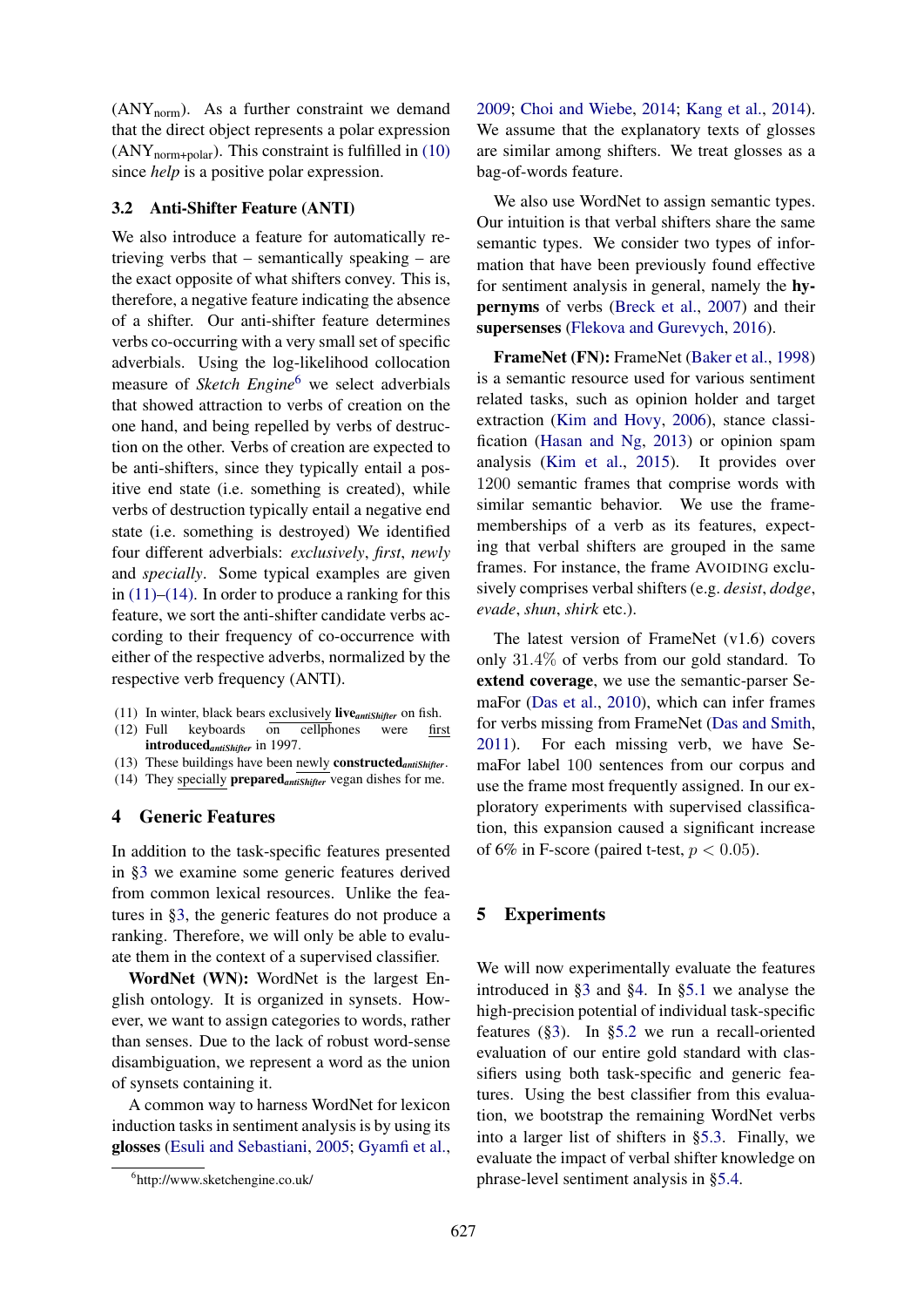($ANY_{norm}$). As a further constraint we demand that the direct object represents a polar expression ($ANY_{norm+polar}$). This constraint is fulfilled in (10) since *help* is a positive polar expression.

### 3.2 Anti-Shifter Feature (ANTI)

We also introduce a feature for automatically retrieving verbs that – semantically speaking – are the exact opposite of what shifters convey. This is, therefore, a negative feature indicating the absence of a shifter. Our anti-shifter feature determines verbs co-occurring with a very small set of specific adverbials. Using the log-likelihood collocation measure of *Sketch Engine*[6] we select adverbials that showed attraction to verbs of creation on the one hand, and being repelled by verbs of destruction on the other. Verbs of creation are expected to be anti-shifters, since they typically entail a positive end state (i.e. something is created), while verbs of destruction typically entail a negative end state (i.e. something is destroyed) We identified four different adverbials: *exclusively*, *first*, *newly* and *specially*. Some typical examples are given in (11)–(14). In order to produce a ranking for this feature, we sort the anti-shifter candidate verbs according to their frequency of co-occurrence with either of the respective adverbs, normalized by the respective verb frequency (ANTI).

(11) In winter, black bears exclusively **live**$_{antiShifter}$ on fish.
(12) Full keyboards on cellphones were first **introduced**$_{antiShifter}$ in 1997.
(13) These buildings have been newly **constructed**$_{antiShifter}$.
(14) They specially **prepared**$_{antiShifter}$ vegan dishes for me.

## 4 Generic Features

In addition to the task-specific features presented in §3 we examine some generic features derived from common lexical resources. Unlike the features in §3, the generic features do not produce a ranking. Therefore, we will only be able to evaluate them in the context of a supervised classifier.

**WordNet (WN):** WordNet is the largest English ontology. It is organized in synsets. However, we want to assign categories to words, rather than senses. Due to the lack of robust word-sense disambiguation, we represent a word as the union of synsets containing it.

A common way to harness WordNet for lexicon induction tasks in sentiment analysis is by using its **glosses** (Esuli and Sebastiani, 2005; Gyamfi et al., 2009; Choi and Wiebe, 2014; Kang et al., 2014). We assume that the explanatory texts of glosses are similar among shifters. We treat glosses as a bag-of-words feature.

We also use WordNet to assign semantic types. Our intuition is that verbal shifters share the same semantic types. We consider two types of information that have been previously found effective for sentiment analysis in general, namely the **hypernyms** of verbs (Breck et al., 2007) and their **supersenses** (Flekova and Gurevych, 2016).

**FrameNet (FN):** FrameNet (Baker et al., 1998) is a semantic resource used for various sentiment related tasks, such as opinion holder and target extraction (Kim and Hovy, 2006), stance classification (Hasan and Ng, 2013) or opinion spam analysis (Kim et al., 2015). It provides over 1200 semantic frames that comprise words with similar semantic behavior. We use the frame-memberships of a verb as its features, expecting that verbal shifters are grouped in the same frames. For instance, the frame AVOIDING exclusively comprises verbal shifters (e.g. *desist*, *dodge*, *evade*, *shun*, *shirk* etc.).

The latest version of FrameNet (v1.6) covers only 31.4% of verbs from our gold standard. To **extend coverage**, we use the semantic-parser SeMaFor (Das et al., 2010), which can infer frames for verbs missing from FrameNet (Das and Smith, 2011). For each missing verb, we have SeMaFor label 100 sentences from our corpus and use the frame most frequently assigned. In our exploratory experiments with supervised classification, this expansion caused a significant increase of 6% in F-score (paired t-test, $p < 0.05$).

## 5 Experiments

We will now experimentally evaluate the features introduced in §3 and §4. In §5.1 we analyse the high-precision potential of individual task-specific features (§3). In §5.2 we run a recall-oriented evaluation of our entire gold standard with classifiers using both task-specific and generic features. Using the best classifier from this evaluation, we bootstrap the remaining WordNet verbs into a larger list of shifters in §5.3. Finally, we evaluate the impact of verbal shifter knowledge on phrase-level sentiment analysis in §5.4.

[6] http://www.sketchengine.co.uk/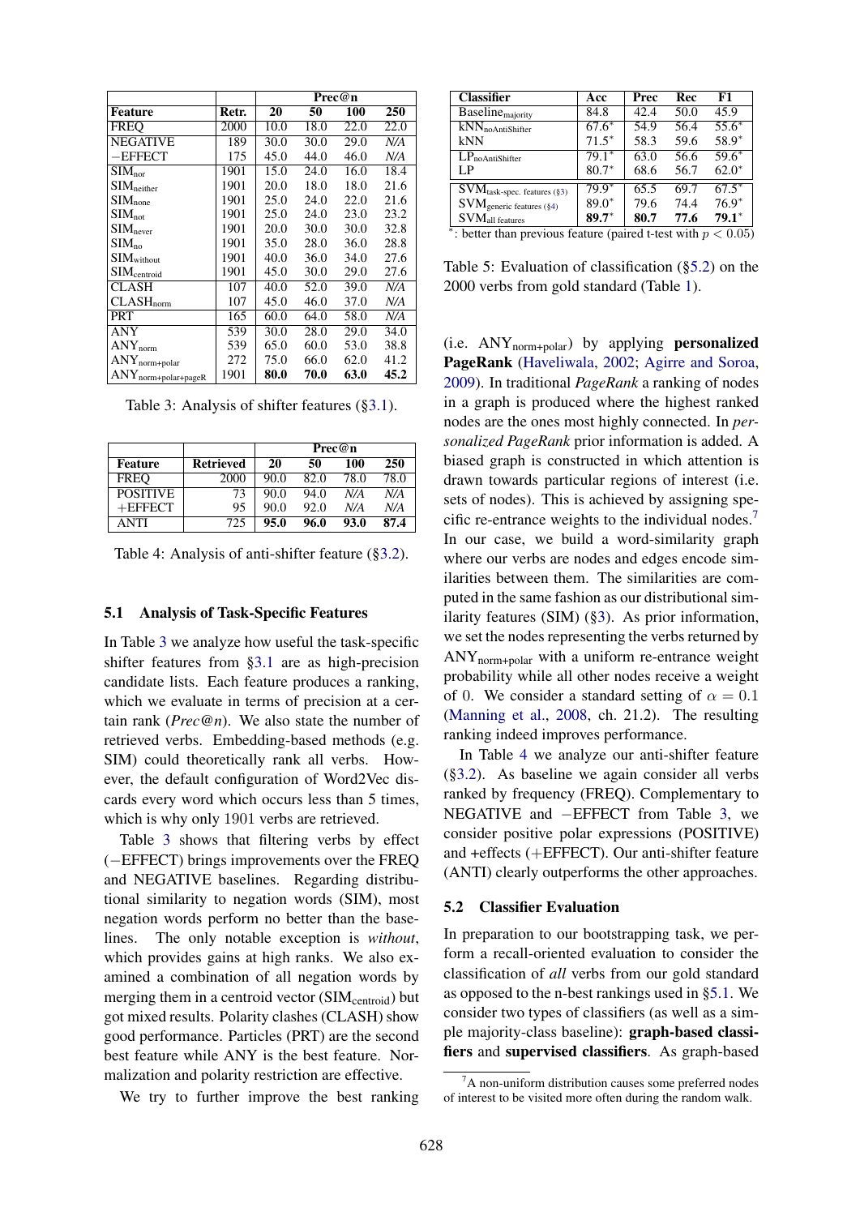| Feature | Retr. | Prec@n | | | |
|---|---|---|---|---|---|
| | | 20 | 50 | 100 | 250 |
| FREQ | 2000 | 10.0 | 18.0 | 22.0 | 22.0 |
| NEGATIVE | 189 | 30.0 | 30.0 | 29.0 | *N/A* |
| −EFFECT | 175 | 45.0 | 44.0 | 46.0 | *N/A* |
| $\text{SIM}_{\text{nor}}$ | 1901 | 15.0 | 24.0 | 16.0 | 18.4 |
| $\text{SIM}_{\text{neither}}$ | 1901 | 20.0 | 18.0 | 18.0 | 21.6 |
| $\text{SIM}_{\text{none}}$ | 1901 | 25.0 | 24.0 | 22.0 | 21.6 |
| $\text{SIM}_{\text{not}}$ | 1901 | 25.0 | 24.0 | 23.0 | 23.2 |
| $\text{SIM}_{\text{never}}$ | 1901 | 20.0 | 30.0 | 30.0 | 32.8 |
| $\text{SIM}_{\text{no}}$ | 1901 | 35.0 | 28.0 | 36.0 | 28.8 |
| $\text{SIM}_{\text{without}}$ | 1901 | 40.0 | 36.0 | 34.0 | 27.6 |
| $\text{SIM}_{\text{centroid}}$ | 1901 | 45.0 | 30.0 | 29.0 | 27.6 |
| CLASH | 107 | 40.0 | 52.0 | 39.0 | *N/A* |
| $\text{CLASH}_{\text{norm}}$ | 107 | 45.0 | 46.0 | 37.0 | *N/A* |
| PRT | 165 | 60.0 | 64.0 | 58.0 | *N/A* |
| ANY | 539 | 30.0 | 28.0 | 29.0 | 34.0 |
| $\text{ANY}_{\text{norm}}$ | 539 | 65.0 | 60.0 | 53.0 | 38.8 |
| $\text{ANY}_{\text{norm+polar}}$ | 272 | 75.0 | 66.0 | 62.0 | 41.2 |
| $\text{ANY}_{\text{norm+polar+pageR}}$ | 1901 | **80.0** | **70.0** | **63.0** | **45.2** |

Table 3: Analysis of shifter features (§3.1).

| Feature | Retrieved | Prec@n | | | |
|---|---|---|---|---|---|
| | | 20 | 50 | 100 | 250 |
| FREQ | 2000 | 90.0 | 82.0 | 78.0 | 78.0 |
| POSITIVE | 73 | 90.0 | 94.0 | *N/A* | *N/A* |
| +EFFECT | 95 | 90.0 | 92.0 | *N/A* | *N/A* |
| ANTI | 725 | **95.0** | **96.0** | **93.0** | **87.4** |

Table 4: Analysis of anti-shifter feature (§3.2).

### 5.1 Analysis of Task-Specific Features

In Table 3 we analyze how useful the task-specific shifter features from §3.1 are as high-precision candidate lists. Each feature produces a ranking, which we evaluate in terms of precision at a certain rank (*Prec@n*). We also state the number of retrieved verbs. Embedding-based methods (e.g. SIM) could theoretically rank all verbs. However, the default configuration of Word2Vec discards every word which occurs less than 5 times, which is why only 1901 verbs are retrieved.

Table 3 shows that filtering verbs by effect (−EFFECT) brings improvements over the FREQ and NEGATIVE baselines. Regarding distributional similarity to negation words (SIM), most negation words perform no better than the baselines. The only notable exception is *without*, which provides gains at high ranks. We also examined a combination of all negation words by merging them in a centroid vector ($\text{SIM}_{\text{centroid}}$) but got mixed results. Polarity clashes (CLASH) show good performance. Particles (PRT) are the second best feature while ANY is the best feature. Normalization and polarity restriction are effective.

We try to further improve the best ranking (i.e. $\text{ANY}_{\text{norm+polar}}$) by applying **personalized PageRank** (Haveliwala, 2002; Agirre and Soroa, 2009). In traditional *PageRank* a ranking of nodes in a graph is produced where the highest ranked nodes are the ones most highly connected. In *personalized PageRank* prior information is added. A biased graph is constructed in which attention is drawn towards particular regions of interest (i.e. sets of nodes). This is achieved by assigning specific re-entrance weights to the individual nodes.[7] In our case, we build a word-similarity graph where our verbs are nodes and edges encode similarities between them. The similarities are computed in the same fashion as our distributional similarity features (SIM) (§3). As prior information, we set the nodes representing the verbs returned by $\text{ANY}_{\text{norm+polar}}$ with a uniform re-entrance weight probability while all other nodes receive a weight of 0. We consider a standard setting of $\alpha = 0.1$ (Manning et al., 2008, ch. 21.2). The resulting ranking indeed improves performance.

In Table 4 we analyze our anti-shifter feature (§3.2). As baseline we again consider all verbs ranked by frequency (FREQ). Complementary to NEGATIVE and −EFFECT from Table 3, we consider positive polar expressions (POSITIVE) and +effects (+EFFECT). Our anti-shifter feature (ANTI) clearly outperforms the other approaches.

| Classifier | Acc | Prec | Rec | F1 |
|---|---|---|---|---|
| $\text{Baseline}_{\text{majority}}$ | 84.8 | 42.4 | 50.0 | 45.9 |
| $\text{kNN}_{\text{noAntiShifter}}$ | 67.6* | 54.9 | 56.4 | 55.6* |
| kNN | 71.5* | 58.3 | 59.6 | 58.9* |
| $\text{LP}_{\text{noAntiShifter}}$ | 79.1* | 63.0 | 56.6 | 59.6* |
| LP | 80.7* | 68.6 | 56.7 | 62.0* |
| $\text{SVM}_{\text{task-spec. features (§3)}}$ | 79.9* | 65.5 | 69.7 | 67.5* |
| $\text{SVM}_{\text{generic features (§4)}}$ | 89.0* | 79.6 | 74.4 | 76.9* |
| $\text{SVM}_{\text{all features}}$ | **89.7*** | **80.7** | **77.6** | **79.1*** |

*: better than previous feature (paired t-test with $p < 0.05$)

Table 5: Evaluation of classification (§5.2) on the 2000 verbs from gold standard (Table 1).

### 5.2 Classifier Evaluation

In preparation to our bootstrapping task, we perform a recall-oriented evaluation to consider the classification of *all* verbs from our gold standard as opposed to the n-best rankings used in §5.1. We consider two types of classifiers (as well as a simple majority-class baseline): **graph-based classifiers** and **supervised classifiers**. As graph-based

[7] A non-uniform distribution causes some preferred nodes of interest to be visited more often during the random walk.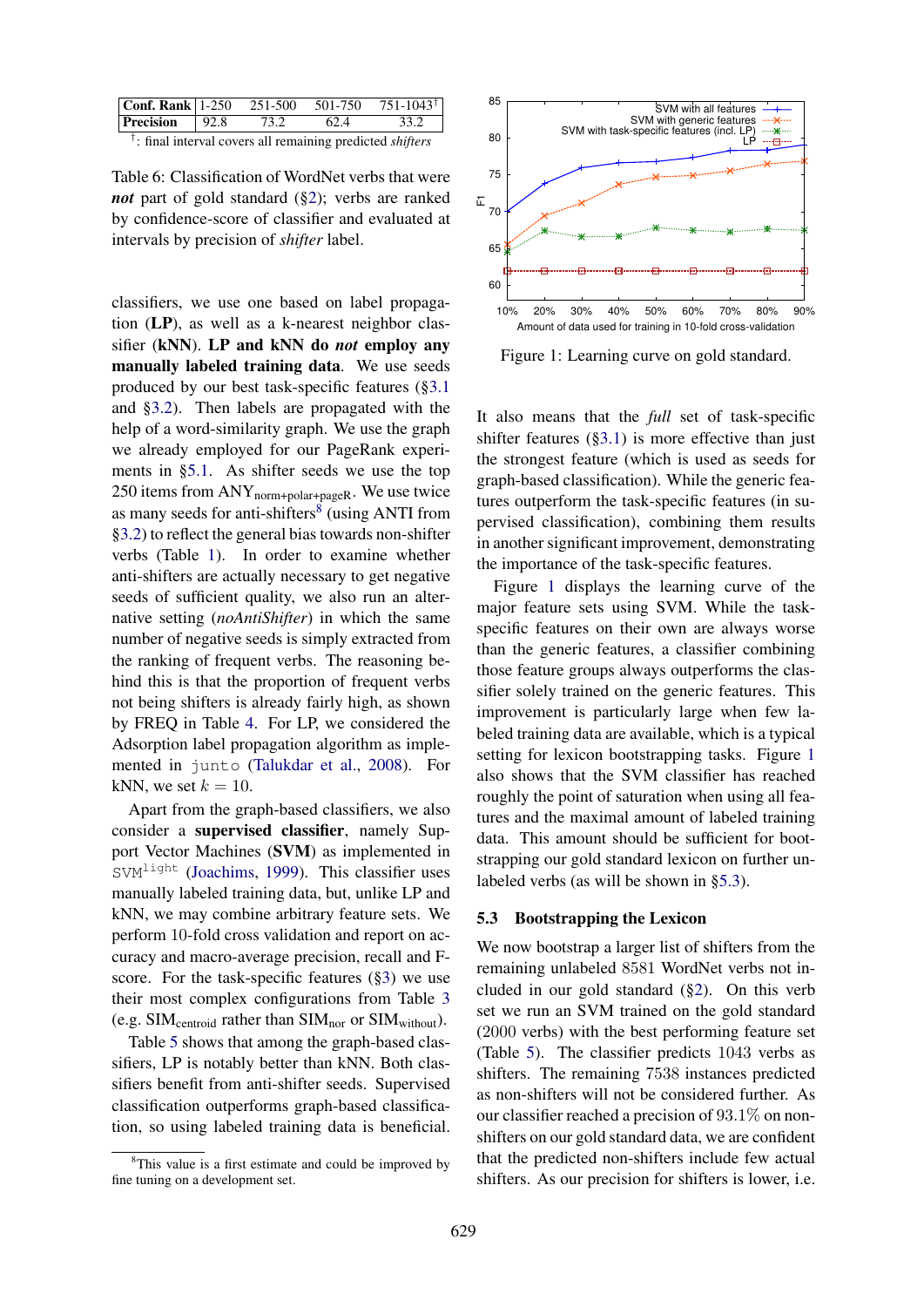| Conf. Rank | 1-250 | 251-500 | 501-750 | 751-1043[†] |
|---|---|---|---|---|
| Precision | 92.8 | 73.2 | 62.4 | 33.2 |

[†]: final interval covers all remaining predicted *shifters*

Table 6: Classification of WordNet verbs that were ***not*** part of gold standard (§2); verbs are ranked by confidence-score of classifier and evaluated at intervals by precision of *shifter* label.

classifiers, we use one based on label propagation (**LP**), as well as a k-nearest neighbor classifier (**kNN**). **LP and kNN do *not* employ any manually labeled training data**. We use seeds produced by our best task-specific features (§3.1 and §3.2). Then labels are propagated with the help of a word-similarity graph. We use the graph we already employed for our PageRank experiments in §5.1. As shifter seeds we use the top 250 items from $\text{ANY}_{\text{norm+polar+pageR}}$. We use twice as many seeds for anti-shifters[8] (using ANTI from §3.2) to reflect the general bias towards non-shifter verbs (Table 1). In order to examine whether anti-shifters are actually necessary to get negative seeds of sufficient quality, we also run an alternative setting (*noAntiShifter*) in which the same number of negative seeds is simply extracted from the ranking of frequent verbs. The reasoning behind this is that the proportion of frequent verbs not being shifters is already fairly high, as shown by FREQ in Table 4. For LP, we considered the Adsorption label propagation algorithm as implemented in `junto` (Talukdar et al., 2008). For kNN, we set $k = 10$.

Apart from the graph-based classifiers, we also consider a **supervised classifier**, namely Support Vector Machines (**SVM**) as implemented in $\texttt{SVM}^{\texttt{light}}$ (Joachims, 1999). This classifier uses manually labeled training data, but, unlike LP and kNN, we may combine arbitrary feature sets. We perform 10-fold cross validation and report on accuracy and macro-average precision, recall and F-score. For the task-specific features (§3) we use their most complex configurations from Table 3 (e.g. $\text{SIM}_{\text{centroid}}$ rather than $\text{SIM}_{\text{nor}}$ or $\text{SIM}_{\text{without}}$).

Table 5 shows that among the graph-based classifiers, LP is notably better than kNN. Both classifiers benefit from anti-shifter seeds. Supervised classification outperforms graph-based classification, so using labeled training data is beneficial.

[8]This value is a first estimate and could be improved by fine tuning on a development set.

Figure 1: Learning curve on gold standard.

It also means that the *full* set of task-specific shifter features (§3.1) is more effective than just the strongest feature (which is used as seeds for graph-based classification). While the generic features outperform the task-specific features (in supervised classification), combining them results in another significant improvement, demonstrating the importance of the task-specific features.

Figure 1 displays the learning curve of the major feature sets using SVM. While the task-specific features on their own are always worse than the generic features, a classifier combining those feature groups always outperforms the classifier solely trained on the generic features. This improvement is particularly large when few labeled training data are available, which is a typical setting for lexicon bootstrapping tasks. Figure 1 also shows that the SVM classifier has reached roughly the point of saturation when using all features and the maximal amount of labeled training data. This amount should be sufficient for bootstrapping our gold standard lexicon on further unlabeled verbs (as will be shown in §5.3).

### 5.3 Bootstrapping the Lexicon

We now bootstrap a larger list of shifters from the remaining unlabeled 8581 WordNet verbs not included in our gold standard (§2). On this verb set we run an SVM trained on the gold standard (2000 verbs) with the best performing feature set (Table 5). The classifier predicts 1043 verbs as shifters. The remaining 7538 instances predicted as non-shifters will not be considered further. As our classifier reached a precision of 93.1% on non-shifters on our gold standard data, we are confident that the predicted non-shifters include few actual shifters. As our precision for shifters is lower, i.e.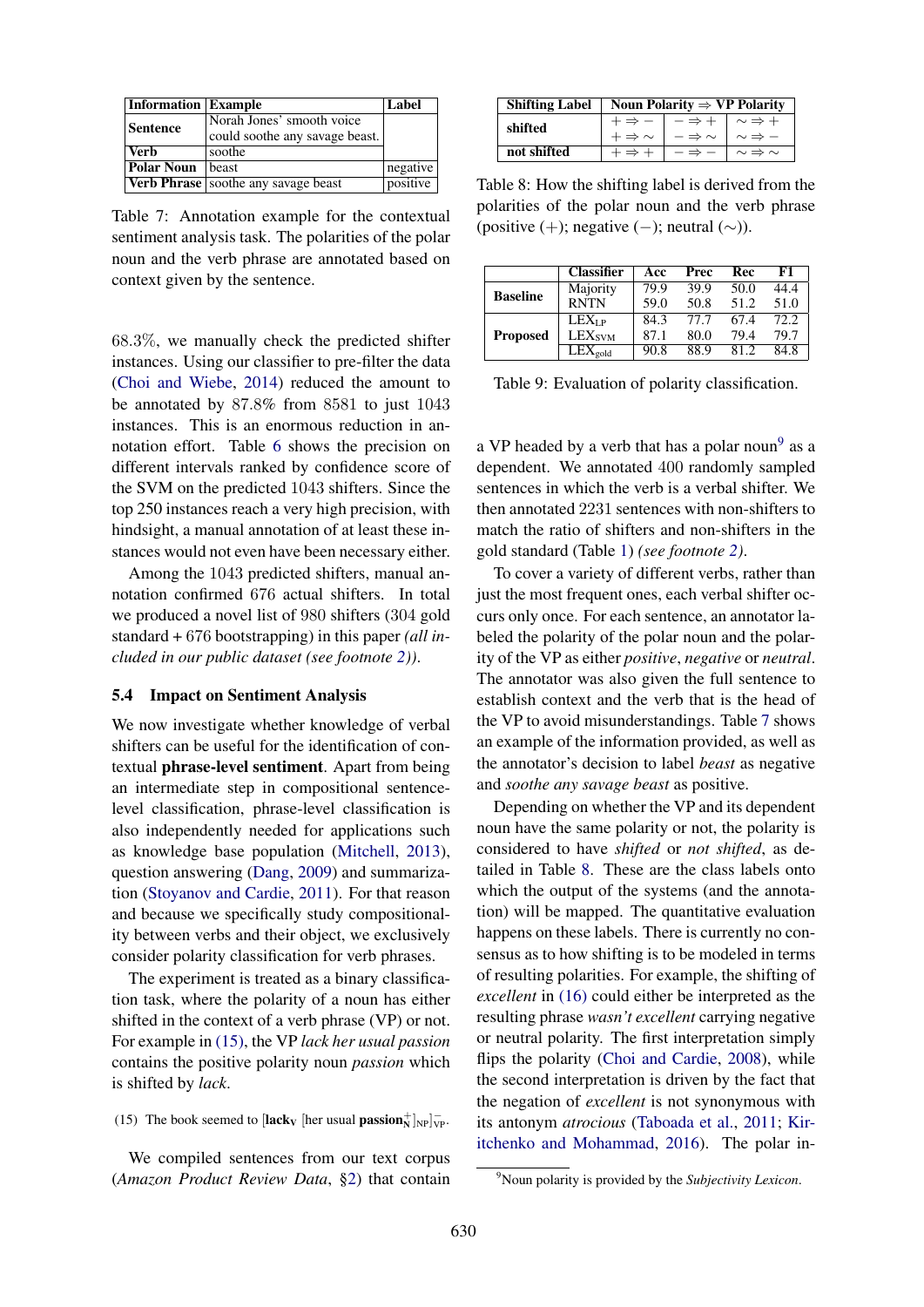| Information | Example | Label |
|---|---|---|
| **Sentence** | Norah Jones' smooth voice could soothe any savage beast. | |
| **Verb** | soothe | |
| **Polar Noun** | beast | negative |
| **Verb Phrase** | soothe any savage beast | positive |

Table 7: Annotation example for the contextual sentiment analysis task. The polarities of the polar noun and the verb phrase are annotated based on context given by the sentence.

68.3%, we manually check the predicted shifter instances. Using our classifier to pre-filter the data (Choi and Wiebe, 2014) reduced the amount to be annotated by 87.8% from 8581 to just 1043 instances. This is an enormous reduction in annotation effort. Table 6 shows the precision on different intervals ranked by confidence score of the SVM on the predicted 1043 shifters. Since the top 250 instances reach a very high precision, with hindsight, a manual annotation of at least these instances would not even have been necessary either.

Among the 1043 predicted shifters, manual annotation confirmed 676 actual shifters. In total we produced a novel list of 980 shifters (304 gold standard + 676 bootstrapping) in this paper *(all included in our public dataset (see footnote 2))*.

### 5.4 Impact on Sentiment Analysis

We now investigate whether knowledge of verbal shifters can be useful for the identification of contextual **phrase-level sentiment**. Apart from being an intermediate step in compositional sentence-level classification, phrase-level classification is also independently needed for applications such as knowledge base population (Mitchell, 2013), question answering (Dang, 2009) and summarization (Stoyanov and Cardie, 2011). For that reason and because we specifically study compositionality between verbs and their object, we exclusively consider polarity classification for verb phrases.

The experiment is treated as a binary classification task, where the polarity of a noun has either shifted in the context of a verb phrase (VP) or not. For example in (15), the VP *lack her usual passion* contains the positive polarity noun *passion* which is shifted by *lack*.

(15) The book seemed to [**lack**$_{\text{V}}$ [her usual **passion**$_{\text{N}}^{+}$]$_{\text{NP}}$]$_{\text{VP}}^{-}$.

We compiled sentences from our text corpus (*Amazon Product Review Data*, §2) that contain a VP headed by a verb that has a polar noun[9] as a dependent. We annotated 400 randomly sampled sentences in which the verb is a verbal shifter. We then annotated 2231 sentences with non-shifters to match the ratio of shifters and non-shifters in the gold standard (Table 1) *(see footnote 2)*.

| Shifting Label | Noun Polarity ⇒ VP Polarity | | |
|---|---|---|---|
| **shifted** | $+ \Rightarrow -$ | $- \Rightarrow +$ | $\sim \Rightarrow +$ |
| | $+ \Rightarrow \sim$ | $- \Rightarrow \sim$ | $\sim \Rightarrow -$ |
| **not shifted** | $+ \Rightarrow +$ | $- \Rightarrow -$ | $\sim \Rightarrow \sim$ |

Table 8: How the shifting label is derived from the polarities of the polar noun and the verb phrase (positive (+); negative (−); neutral (∼)).

| | Classifier | Acc | Prec | Rec | F1 |
|---|---|---|---|---|---|
| **Baseline** | Majority | 79.9 | 39.9 | 50.0 | 44.4 |
| | RNTN | 59.0 | 50.8 | 51.2 | 51.0 |
| **Proposed** | $\text{LEX}_{\text{LP}}$ | 84.3 | 77.7 | 67.4 | 72.2 |
| | $\text{LEX}_{\text{SVM}}$ | 87.1 | 80.0 | 79.4 | 79.7 |
| | $\text{LEX}_{\text{gold}}$ | 90.8 | 88.9 | 81.2 | 84.8 |

Table 9: Evaluation of polarity classification.

To cover a variety of different verbs, rather than just the most frequent ones, each verbal shifter occurs only once. For each sentence, an annotator labeled the polarity of the polar noun and the polarity of the VP as either *positive*, *negative* or *neutral*. The annotator was also given the full sentence to establish context and the verb that is the head of the VP to avoid misunderstandings. Table 7 shows an example of the information provided, as well as the annotator's decision to label *beast* as negative and *soothe any savage beast* as positive.

Depending on whether the VP and its dependent noun have the same polarity or not, the polarity is considered to have *shifted* or *not shifted*, as detailed in Table 8. These are the class labels onto which the output of the systems (and the annotation) will be mapped. The quantitative evaluation happens on these labels. There is currently no consensus as to how shifting is to be modeled in terms of resulting polarities. For example, the shifting of *excellent* in (16) could either be interpreted as the resulting phrase *wasn't excellent* carrying negative or neutral polarity. The first interpretation simply flips the polarity (Choi and Cardie, 2008), while the second interpretation is driven by the fact that the negation of *excellent* is not synonymous with its antonym *atrocious* (Taboada et al., 2011; Kiritchenko and Mohammad, 2016). The polar in-

[9] Noun polarity is provided by the *Subjectivity Lexicon*.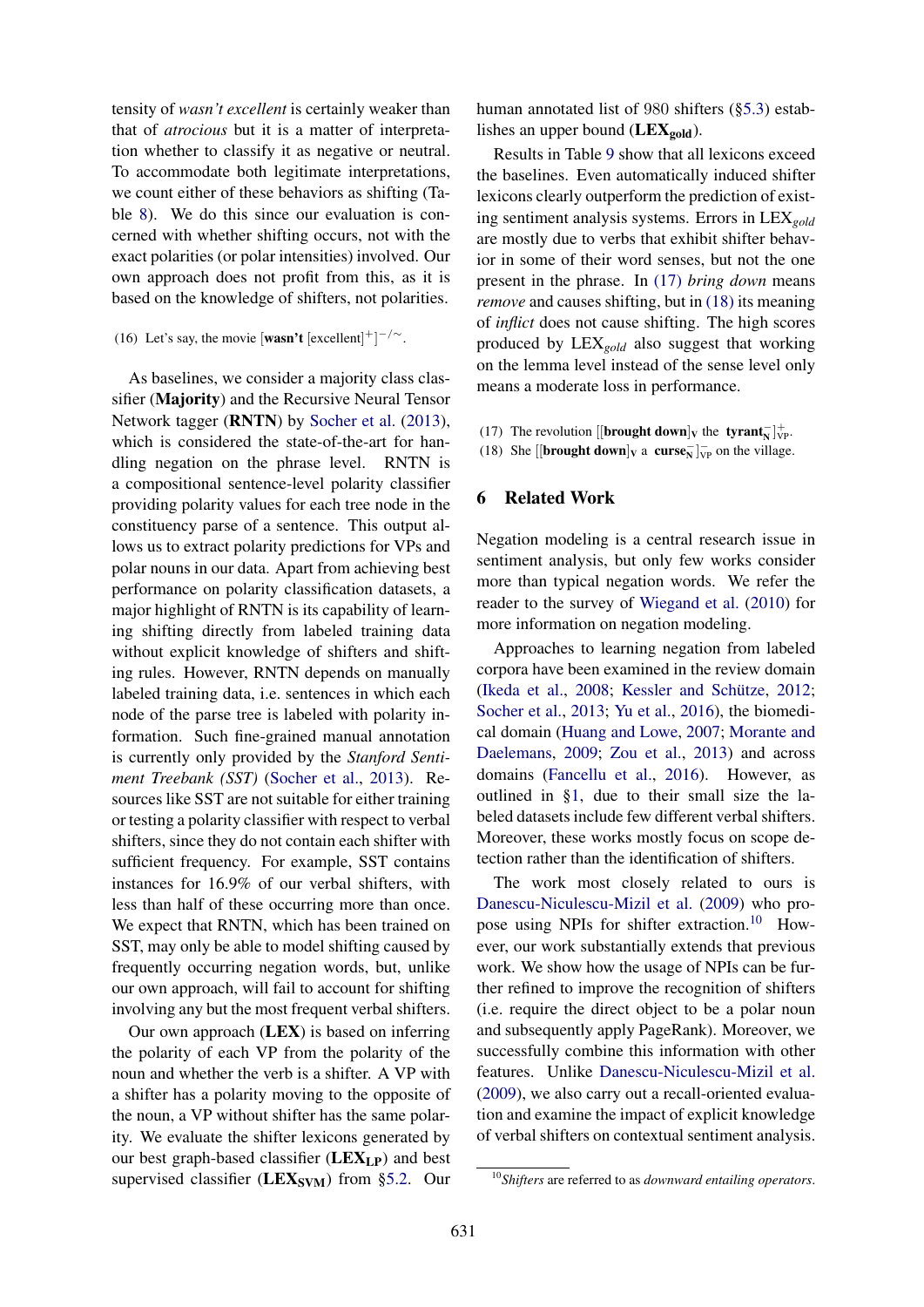tensity of *wasn't excellent* is certainly weaker than that of *atrocious* but it is a matter of interpretation whether to classify it as negative or neutral. To accommodate both legitimate interpretations, we count either of these behaviors as shifting (Table 8). We do this since our evaluation is concerned with whether shifting occurs, not with the exact polarities (or polar intensities) involved. Our own approach does not profit from this, as it is based on the knowledge of shifters, not polarities.

(16) Let's say, the movie [**wasn't** [excellent]$^{+}$]$^{-/\sim}$.

As baselines, we consider a majority class classifier (**Majority**) and the Recursive Neural Tensor Network tagger (**RNTN**) by Socher et al. (2013), which is considered the state-of-the-art for handling negation on the phrase level. RNTN is a compositional sentence-level polarity classifier providing polarity values for each tree node in the constituency parse of a sentence. This output allows us to extract polarity predictions for VPs and polar nouns in our data. Apart from achieving best performance on polarity classification datasets, a major highlight of RNTN is its capability of learning shifting directly from labeled training data without explicit knowledge of shifters and shifting rules. However, RNTN depends on manually labeled training data, i.e. sentences in which each node of the parse tree is labeled with polarity information. Such fine-grained manual annotation is currently only provided by the *Stanford Sentiment Treebank (SST)* (Socher et al., 2013). Resources like SST are not suitable for either training or testing a polarity classifier with respect to verbal shifters, since they do not contain each shifter with sufficient frequency. For example, SST contains instances for 16.9% of our verbal shifters, with less than half of these occurring more than once. We expect that RNTN, which has been trained on SST, may only be able to model shifting caused by frequently occurring negation words, but, unlike our own approach, will fail to account for shifting involving any but the most frequent verbal shifters.

Our own approach (**LEX**) is based on inferring the polarity of each VP from the polarity of the noun and whether the verb is a shifter. A VP with a shifter has a polarity moving to the opposite of the noun, a VP without shifter has the same polarity. We evaluate the shifter lexicons generated by our best graph-based classifier (**LEX$_{\mathbf{LP}}$**) and best supervised classifier (**LEX$_{\mathbf{SVM}}$**) from §5.2. Our human annotated list of 980 shifters (§5.3) establishes an upper bound (**LEX$_{\mathbf{gold}}$**).

Results in Table 9 show that all lexicons exceed the baselines. Even automatically induced shifter lexicons clearly outperform the prediction of existing sentiment analysis systems. Errors in LEX$_{gold}$ are mostly due to verbs that exhibit shifter behavior in some of their word senses, but not the one present in the phrase. In (17) *bring down* means *remove* and causes shifting, but in (18) its meaning of *inflict* does not cause shifting. The high scores produced by LEX$_{gold}$ also suggest that working on the lemma level instead of the sense level only means a moderate loss in performance.

(17) The revolution [[**brought down**]$_{\text{V}}$ the **tyrant**$_{\text{N}}^{-}$]$_{\text{VP}}^{+}$.
(18) She [[**brought down**]$_{\text{V}}$ a **curse**$_{\text{N}}^{-}$]$_{\text{VP}}^{-}$ on the village.

## 6 Related Work

Negation modeling is a central research issue in sentiment analysis, but only few works consider more than typical negation words. We refer the reader to the survey of Wiegand et al. (2010) for more information on negation modeling.

Approaches to learning negation from labeled corpora have been examined in the review domain (Ikeda et al., 2008; Kessler and Schütze, 2012; Socher et al., 2013; Yu et al., 2016), the biomedical domain (Huang and Lowe, 2007; Morante and Daelemans, 2009; Zou et al., 2013) and across domains (Fancellu et al., 2016). However, as outlined in §1, due to their small size the labeled datasets include few different verbal shifters. Moreover, these works mostly focus on scope detection rather than the identification of shifters.

The work most closely related to ours is Danescu-Niculescu-Mizil et al. (2009) who propose using NPIs for shifter extraction.[10] However, our work substantially extends that previous work. We show how the usage of NPIs can be further refined to improve the recognition of shifters (i.e. require the direct object to be a polar noun and subsequently apply PageRank). Moreover, we successfully combine this information with other features. Unlike Danescu-Niculescu-Mizil et al. (2009), we also carry out a recall-oriented evaluation and examine the impact of explicit knowledge of verbal shifters on contextual sentiment analysis.

[10]*Shifters* are referred to as *downward entailing operators*.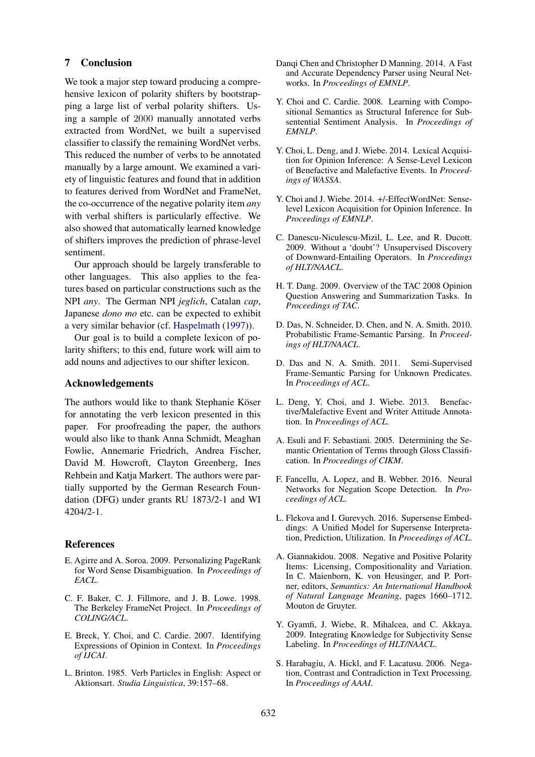## 7 Conclusion

We took a major step toward producing a comprehensive lexicon of polarity shifters by bootstrapping a large list of verbal polarity shifters. Using a sample of 2000 manually annotated verbs extracted from WordNet, we built a supervised classifier to classify the remaining WordNet verbs. This reduced the number of verbs to be annotated manually by a large amount. We examined a variety of linguistic features and found that in addition to features derived from WordNet and FrameNet, the co-occurrence of the negative polarity item *any* with verbal shifters is particularly effective. We also showed that automatically learned knowledge of shifters improves the prediction of phrase-level sentiment.

Our approach should be largely transferable to other languages. This also applies to the features based on particular constructions such as the NPI *any*. The German NPI *jeglich*, Catalan *cap*, Japanese *dono mo* etc. can be expected to exhibit a very similar behavior (cf. Haspelmath (1997)).

Our goal is to build a complete lexicon of polarity shifters; to this end, future work will aim to add nouns and adjectives to our shifter lexicon.

## Acknowledgements

The authors would like to thank Stephanie Köser for annotating the verb lexicon presented in this paper. For proofreading the paper, the authors would also like to thank Anna Schmidt, Meaghan Fowlie, Annemarie Friedrich, Andrea Fischer, David M. Howcroft, Clayton Greenberg, Ines Rehbein and Katja Markert. The authors were partially supported by the German Research Foundation (DFG) under grants RU 1873/2-1 and WI 4204/2-1.

## References

E. Agirre and A. Soroa. 2009. Personalizing PageRank for Word Sense Disambiguation. In *Proceedings of EACL*.

C. F. Baker, C. J. Fillmore, and J. B. Lowe. 1998. The Berkeley FrameNet Project. In *Proceedings of COLING/ACL*.

E. Breck, Y. Choi, and C. Cardie. 2007. Identifying Expressions of Opinion in Context. In *Proceedings of IJCAI*.

L. Brinton. 1985. Verb Particles in English: Aspect or Aktionsart. *Studia Linguistica*, 39:157–68.

Danqi Chen and Christopher D Manning. 2014. A Fast and Accurate Dependency Parser using Neural Networks. In *Proceedings of EMNLP*.

Y. Choi and C. Cardie. 2008. Learning with Compositional Semantics as Structural Inference for Subsentential Sentiment Analysis. In *Proceedings of EMNLP*.

Y. Choi, L. Deng, and J. Wiebe. 2014. Lexical Acquisition for Opinion Inference: A Sense-Level Lexicon of Benefactive and Malefactive Events. In *Proceedings of WASSA*.

Y. Choi and J. Wiebe. 2014. +/-EffectWordNet: Sense-level Lexicon Acquisition for Opinion Inference. In *Proceedings of EMNLP*.

C. Danescu-Niculescu-Mizil, L. Lee, and R. Ducott. 2009. Without a 'doubt'? Unsupervised Discovery of Downward-Entailing Operators. In *Proceedings of HLT/NAACL*.

H. T. Dang. 2009. Overview of the TAC 2008 Opinion Question Answering and Summarization Tasks. In *Proceedings of TAC*.

D. Das, N. Schneider, D. Chen, and N. A. Smith. 2010. Probabilistic Frame-Semantic Parsing. In *Proceedings of HLT/NAACL*.

D. Das and N. A. Smith. 2011. Semi-Supervised Frame-Semantic Parsing for Unknown Predicates. In *Proceedings of ACL*.

L. Deng, Y. Choi, and J. Wiebe. 2013. Benefactive/Malefactive Event and Writer Attitude Annotation. In *Proceedings of ACL*.

A. Esuli and F. Sebastiani. 2005. Determining the Semantic Orientation of Terms through Gloss Classification. In *Proceedings of CIKM*.

F. Fancellu, A. Lopez, and B. Webber. 2016. Neural Networks for Negation Scope Detection. In *Proceedings of ACL*.

L. Flekova and I. Gurevych. 2016. Supersense Embeddings: A Unified Model for Supersense Interpretation, Prediction, Utilization. In *Proceedings of ACL*.

A. Giannakidou. 2008. Negative and Positive Polarity Items: Licensing, Compositionality and Variation. In C. Maienborn, K. von Heusinger, and P. Portner, editors, *Semantics: An International Handbook of Natural Language Meaning*, pages 1660–1712. Mouton de Gruyter.

Y. Gyamfi, J. Wiebe, R. Mihalcea, and C. Akkaya. 2009. Integrating Knowledge for Subjectivity Sense Labeling. In *Proceedings of HLT/NAACL*.

S. Harabagiu, A. Hickl, and F. Lacatusu. 2006. Negation, Contrast and Contradiction in Text Processing. In *Proceedings of AAAI*.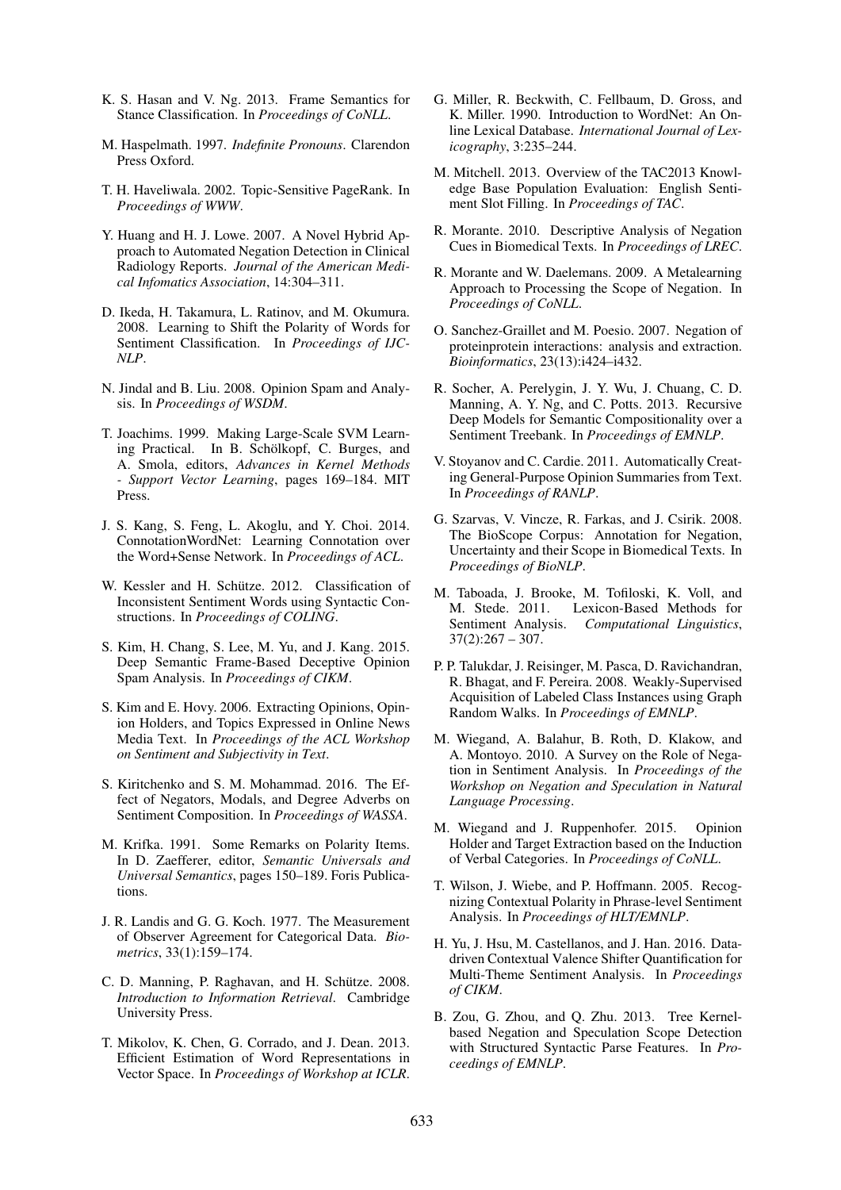K. S. Hasan and V. Ng. 2013. Frame Semantics for Stance Classification. In *Proceedings of CoNLL*.

M. Haspelmath. 1997. *Indefinite Pronouns*. Clarendon Press Oxford.

T. H. Haveliwala. 2002. Topic-Sensitive PageRank. In *Proceedings of WWW*.

Y. Huang and H. J. Lowe. 2007. A Novel Hybrid Approach to Automated Negation Detection in Clinical Radiology Reports. *Journal of the American Medical Infomatics Association*, 14:304–311.

D. Ikeda, H. Takamura, L. Ratinov, and M. Okumura. 2008. Learning to Shift the Polarity of Words for Sentiment Classification. In *Proceedings of IJCNLP*.

N. Jindal and B. Liu. 2008. Opinion Spam and Analysis. In *Proceedings of WSDM*.

T. Joachims. 1999. Making Large-Scale SVM Learning Practical. In B. Schölkopf, C. Burges, and A. Smola, editors, *Advances in Kernel Methods - Support Vector Learning*, pages 169–184. MIT Press.

J. S. Kang, S. Feng, L. Akoglu, and Y. Choi. 2014. ConnotationWordNet: Learning Connotation over the Word+Sense Network. In *Proceedings of ACL*.

W. Kessler and H. Schütze. 2012. Classification of Inconsistent Sentiment Words using Syntactic Constructions. In *Proceedings of COLING*.

S. Kim, H. Chang, S. Lee, M. Yu, and J. Kang. 2015. Deep Semantic Frame-Based Deceptive Opinion Spam Analysis. In *Proceedings of CIKM*.

S. Kim and E. Hovy. 2006. Extracting Opinions, Opinion Holders, and Topics Expressed in Online News Media Text. In *Proceedings of the ACL Workshop on Sentiment and Subjectivity in Text*.

S. Kiritchenko and S. M. Mohammad. 2016. The Effect of Negators, Modals, and Degree Adverbs on Sentiment Composition. In *Proceedings of WASSA*.

M. Krifka. 1991. Some Remarks on Polarity Items. In D. Zaefferer, editor, *Semantic Universals and Universal Semantics*, pages 150–189. Foris Publications.

J. R. Landis and G. G. Koch. 1977. The Measurement of Observer Agreement for Categorical Data. *Biometrics*, 33(1):159–174.

C. D. Manning, P. Raghavan, and H. Schütze. 2008. *Introduction to Information Retrieval*. Cambridge University Press.

T. Mikolov, K. Chen, G. Corrado, and J. Dean. 2013. Efficient Estimation of Word Representations in Vector Space. In *Proceedings of Workshop at ICLR*.

G. Miller, R. Beckwith, C. Fellbaum, D. Gross, and K. Miller. 1990. Introduction to WordNet: An Online Lexical Database. *International Journal of Lexicography*, 3:235–244.

M. Mitchell. 2013. Overview of the TAC2013 Knowledge Base Population Evaluation: English Sentiment Slot Filling. In *Proceedings of TAC*.

R. Morante. 2010. Descriptive Analysis of Negation Cues in Biomedical Texts. In *Proceedings of LREC*.

R. Morante and W. Daelemans. 2009. A Metalearning Approach to Processing the Scope of Negation. In *Proceedings of CoNLL*.

O. Sanchez-Graillet and M. Poesio. 2007. Negation of proteinprotein interactions: analysis and extraction. *Bioinformatics*, 23(13):i424–i432.

R. Socher, A. Perelygin, J. Y. Wu, J. Chuang, C. D. Manning, A. Y. Ng, and C. Potts. 2013. Recursive Deep Models for Semantic Compositionality over a Sentiment Treebank. In *Proceedings of EMNLP*.

V. Stoyanov and C. Cardie. 2011. Automatically Creating General-Purpose Opinion Summaries from Text. In *Proceedings of RANLP*.

G. Szarvas, V. Vincze, R. Farkas, and J. Csirik. 2008. The BioScope Corpus: Annotation for Negation, Uncertainty and their Scope in Biomedical Texts. In *Proceedings of BioNLP*.

M. Taboada, J. Brooke, M. Tofiloski, K. Voll, and M. Stede. 2011. Lexicon-Based Methods for Sentiment Analysis. *Computational Linguistics*, 37(2):267 – 307.

P. P. Talukdar, J. Reisinger, M. Pasca, D. Ravichandran, R. Bhagat, and F. Pereira. 2008. Weakly-Supervised Acquisition of Labeled Class Instances using Graph Random Walks. In *Proceedings of EMNLP*.

M. Wiegand, A. Balahur, B. Roth, D. Klakow, and A. Montoyo. 2010. A Survey on the Role of Negation in Sentiment Analysis. In *Proceedings of the Workshop on Negation and Speculation in Natural Language Processing*.

M. Wiegand and J. Ruppenhofer. 2015. Opinion Holder and Target Extraction based on the Induction of Verbal Categories. In *Proceedings of CoNLL*.

T. Wilson, J. Wiebe, and P. Hoffmann. 2005. Recognizing Contextual Polarity in Phrase-level Sentiment Analysis. In *Proceedings of HLT/EMNLP*.

H. Yu, J. Hsu, M. Castellanos, and J. Han. 2016. Data-driven Contextual Valence Shifter Quantification for Multi-Theme Sentiment Analysis. In *Proceedings of CIKM*.

B. Zou, G. Zhou, and Q. Zhu. 2013. Tree Kernel-based Negation and Speculation Scope Detection with Structured Syntactic Parse Features. In *Proceedings of EMNLP*.